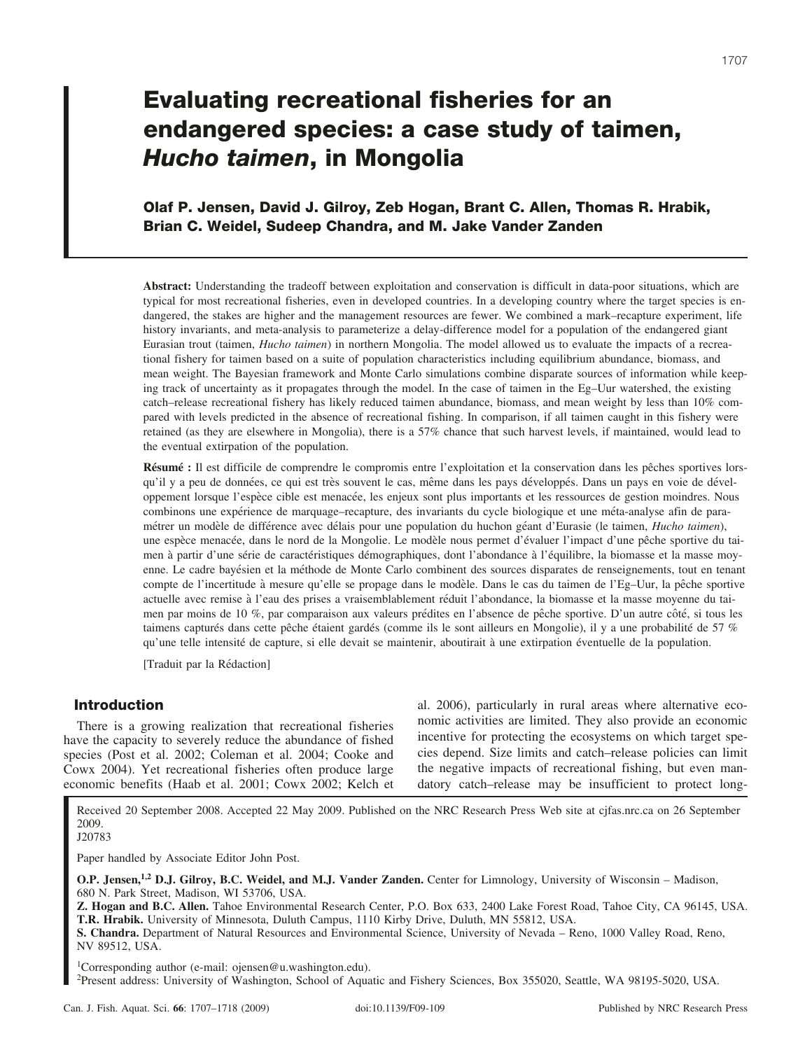# Evaluating recreational fisheries for an endangered species: a case study of taimen, *Hucho taimen*, in Mongolia

**Olaf P. Jensen, David J. Gilroy, Zeb Hogan, Brant C. Allen, Thomas R. Hrabik, Brian C. Weidel, Sudeep Chandra, and M. Jake Vander Zanden**

**Abstract:** Understanding the tradeoff between exploitation and conservation is difficult in data-poor situations, which are typical for most recreational fisheries, even in developed countries. In a developing country where the target species is endangered, the stakes are higher and the management resources are fewer. We combined a mark–recapture experiment, life history invariants, and meta-analysis to parameterize a delay-difference model for a population of the endangered giant Eurasian trout (taimen, *Hucho taimen*) in northern Mongolia. The model allowed us to evaluate the impacts of a recreational fishery for taimen based on a suite of population characteristics including equilibrium abundance, biomass, and mean weight. The Bayesian framework and Monte Carlo simulations combine disparate sources of information while keeping track of uncertainty as it propagates through the model. In the case of taimen in the Eg–Uur watershed, the existing catch–release recreational fishery has likely reduced taimen abundance, biomass, and mean weight by less than 10% compared with levels predicted in the absence of recreational fishing. In comparison, if all taimen caught in this fishery were retained (as they are elsewhere in Mongolia), there is a 57% chance that such harvest levels, if maintained, would lead to the eventual extirpation of the population.

**Résumé :** Il est difficile de comprendre le compromis entre l'exploitation et la conservation dans les pêches sportives lorsqu'il y a peu de données, ce qui est très souvent le cas, même dans les pays développés. Dans un pays en voie de développement lorsque l'espèce cible est menacée, les enjeux sont plus importants et les ressources de gestion moindres. Nous combinons une expérience de marquage–recapture, des invariants du cycle biologique et une méta-analyse afin de paramétrer un modèle de différence avec délais pour une population du huchon géant d'Eurasie (le taimen, *Hucho taimen*), une espèce menacée, dans le nord de la Mongolie. Le modèle nous permet d'évaluer l'impact d'une pêche sportive du taimen à partir d'une série de caractéristiques démographiques, dont l'abondance à l'équilibre, la biomasse et la masse moyenne. Le cadre bayésien et la méthode de Monte Carlo combinent des sources disparates de renseignements, tout en tenant compte de l'incertitude à mesure qu'elle se propage dans le modèle. Dans le cas du taimen de l'Eg–Uur, la pêche sportive actuelle avec remise à l'eau des prises a vraisemblablement réduit l'abondance, la biomasse et la masse moyenne du taimen par moins de 10 %, par comparaison aux valeurs prédites en l'absence de pêche sportive. D'un autre côté, si tous les taimens capturés dans cette pêche étaient gardés (comme ils le sont ailleurs en Mongolie), il y a une probabilité de 57 % qu'une telle intensité de capture, si elle devait se maintenir, aboutirait à une extirpation éventuelle de la population.

[Traduit par la Rédaction]

## Introduction

There is a growing realization that recreational fisheries have the capacity to severely reduce the abundance of fished species (Post et al. 2002; Coleman et al. 2004; Cooke and Cowx 2004). Yet recreational fisheries often produce large economic benefits (Haab et al. 2001; Cowx 2002; Kelch et al. 2006), particularly in rural areas where alternative economic activities are limited. They also provide an economic incentive for protecting the ecosystems on which target species depend. Size limits and catch–release policies can limit the negative impacts of recreational fishing, but even mandatory catch–release may be insufficient to protect long-

Received 20 September 2008. Accepted 22 May 2009. Published on the NRC Research Press Web site at cjfas.nrc.ca on 26 September 2009.
J20783

Paper handled by Associate Editor John Post.

**O.P. Jensen,[1,2] D.J. Gilroy, B.C. Weidel, and M.J. Vander Zanden.** Center for Limnology, University of Wisconsin – Madison, 680 N. Park Street, Madison, WI 53706, USA.
**Z. Hogan and B.C. Allen.** Tahoe Environmental Research Center, P.O. Box 633, 2400 Lake Forest Road, Tahoe City, CA 96145, USA.
**T.R. Hrabik.** University of Minnesota, Duluth Campus, 1110 Kirby Drive, Duluth, MN 55812, USA.
**S. Chandra.** Department of Natural Resources and Environmental Science, University of Nevada – Reno, 1000 Valley Road, Reno, NV 89512, USA.

[1]Corresponding author (e-mail: ojensen@u.washington.edu).
[2]Present address: University of Washington, School of Aquatic and Fishery Sciences, Box 355020, Seattle, WA 98195-5020, USA.

doi:10.1139/F09-109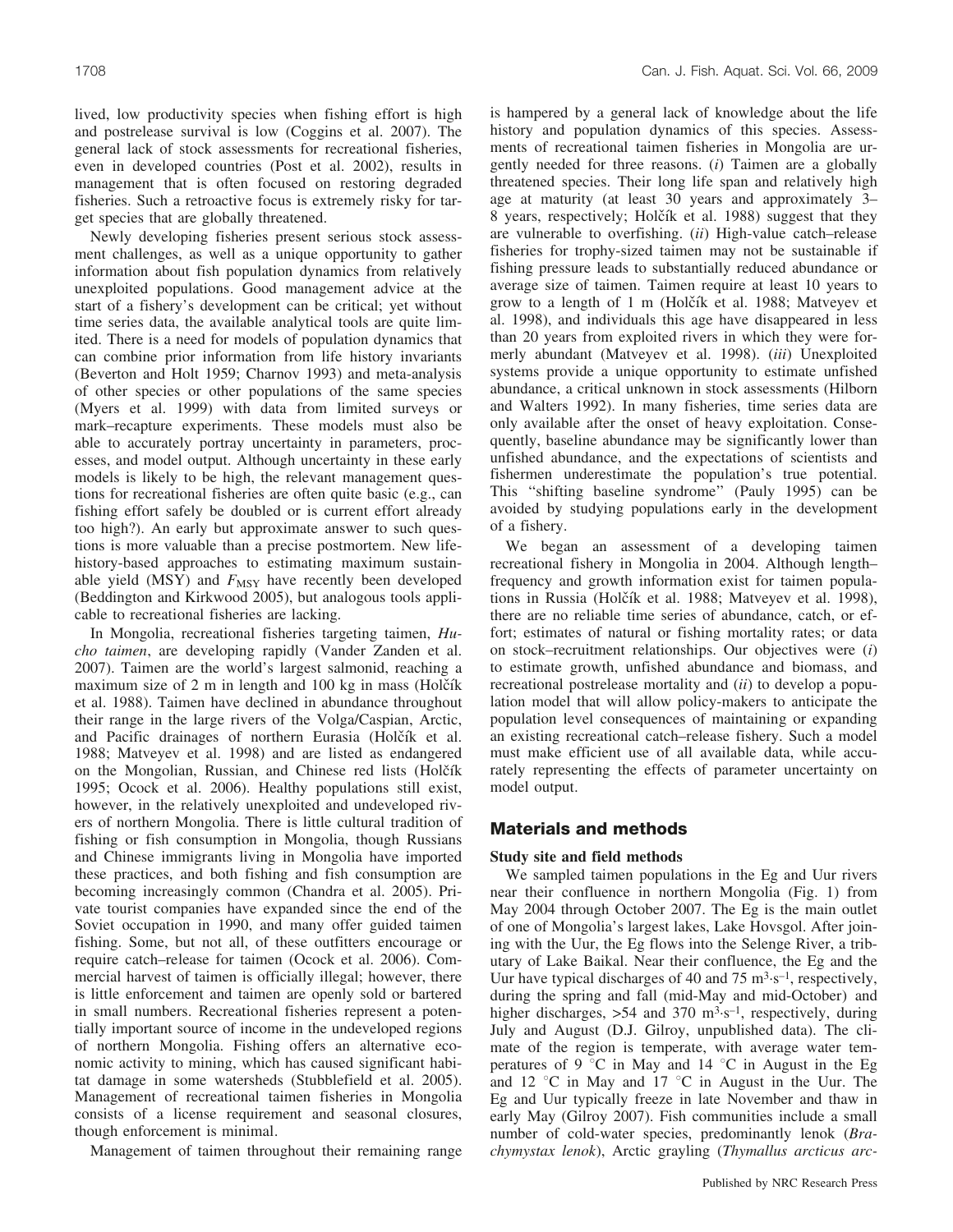lived, low productivity species when fishing effort is high and postrelease survival is low (Coggins et al. 2007). The general lack of stock assessments for recreational fisheries, even in developed countries (Post et al. 2002), results in management that is often focused on restoring degraded fisheries. Such a retroactive focus is extremely risky for target species that are globally threatened.

Newly developing fisheries present serious stock assessment challenges, as well as a unique opportunity to gather information about fish population dynamics from relatively unexploited populations. Good management advice at the start of a fishery's development can be critical; yet without time series data, the available analytical tools are quite limited. There is a need for models of population dynamics that can combine prior information from life history invariants (Beverton and Holt 1959; Charnov 1993) and meta-analysis of other species or other populations of the same species (Myers et al. 1999) with data from limited surveys or mark–recapture experiments. These models must also be able to accurately portray uncertainty in parameters, processes, and model output. Although uncertainty in these early models is likely to be high, the relevant management questions for recreational fisheries are often quite basic (e.g., can fishing effort safely be doubled or is current effort already too high?). An early but approximate answer to such questions is more valuable than a precise postmortem. New life-history-based approaches to estimating maximum sustainable yield (MSY) and $F_{MSY}$ have recently been developed (Beddington and Kirkwood 2005), but analogous tools applicable to recreational fisheries are lacking.

In Mongolia, recreational fisheries targeting taimen, *Hucho taimen*, are developing rapidly (Vander Zanden et al. 2007). Taimen are the world's largest salmonid, reaching a maximum size of 2 m in length and 100 kg in mass (Holčík et al. 1988). Taimen have declined in abundance throughout their range in the large rivers of the Volga/Caspian, Arctic, and Pacific drainages of northern Eurasia (Holčík et al. 1988; Matveyev et al. 1998) and are listed as endangered on the Mongolian, Russian, and Chinese red lists (Holčík 1995; Ocock et al. 2006). Healthy populations still exist, however, in the relatively unexploited and undeveloped rivers of northern Mongolia. There is little cultural tradition of fishing or fish consumption in Mongolia, though Russians and Chinese immigrants living in Mongolia have imported these practices, and both fishing and fish consumption are becoming increasingly common (Chandra et al. 2005). Private tourist companies have expanded since the end of the Soviet occupation in 1990, and many offer guided taimen fishing. Some, but not all, of these outfitters encourage or require catch–release for taimen (Ocock et al. 2006). Commercial harvest of taimen is officially illegal; however, there is little enforcement and taimen are openly sold or bartered in small numbers. Recreational fisheries represent a potentially important source of income in the undeveloped regions of northern Mongolia. Fishing offers an alternative economic activity to mining, which has caused significant habitat damage in some watersheds (Stubblefield et al. 2005). Management of recreational taimen fisheries in Mongolia consists of a license requirement and seasonal closures, though enforcement is minimal.

Management of taimen throughout their remaining range is hampered by a general lack of knowledge about the life history and population dynamics of this species. Assessments of recreational taimen fisheries in Mongolia are urgently needed for three reasons. (*i*) Taimen are a globally threatened species. Their long life span and relatively high age at maturity (at least 30 years and approximately 3–8 years, respectively; Holčík et al. 1988) suggest that they are vulnerable to overfishing. (*ii*) High-value catch–release fisheries for trophy-sized taimen may not be sustainable if fishing pressure leads to substantially reduced abundance or average size of taimen. Taimen require at least 10 years to grow to a length of 1 m (Holčík et al. 1988; Matveyev et al. 1998), and individuals this age have disappeared in less than 20 years from exploited rivers in which they were formerly abundant (Matveyev et al. 1998). (*iii*) Unexploited systems provide a unique opportunity to estimate unfished abundance, a critical unknown in stock assessments (Hilborn and Walters 1992). In many fisheries, time series data are only available after the onset of heavy exploitation. Consequently, baseline abundance may be significantly lower than unfished abundance, and the expectations of scientists and fishermen underestimate the population's true potential. This "shifting baseline syndrome" (Pauly 1995) can be avoided by studying populations early in the development of a fishery.

We began an assessment of a developing taimen recreational fishery in Mongolia in 2004. Although length–frequency and growth information exist for taimen populations in Russia (Holčík et al. 1988; Matveyev et al. 1998), there are no reliable time series of abundance, catch, or effort; estimates of natural or fishing mortality rates; or data on stock–recruitment relationships. Our objectives were (*i*) to estimate growth, unfished abundance and biomass, and recreational postrelease mortality and (*ii*) to develop a population model that will allow policy-makers to anticipate the population level consequences of maintaining or expanding an existing recreational catch–release fishery. Such a model must make efficient use of all available data, while accurately representing the effects of parameter uncertainty on model output.

## Materials and methods

### Study site and field methods

We sampled taimen populations in the Eg and Uur rivers near their confluence in northern Mongolia (Fig. 1) from May 2004 through October 2007. The Eg is the main outlet of one of Mongolia's largest lakes, Lake Hovsgol. After joining with the Uur, the Eg flows into the Selenge River, a tributary of Lake Baikal. Near their confluence, the Eg and the Uur have typical discharges of 40 and 75 $m^3 \cdot s^{-1}$, respectively, during the spring and fall (mid-May and mid-October) and higher discharges, >54 and 370 $m^3 \cdot s^{-1}$, respectively, during July and August (D.J. Gilroy, unpublished data). The climate of the region is temperate, with average water temperatures of 9 °C in May and 14 °C in August in the Eg and 12 °C in May and 17 °C in August in the Uur. The Eg and Uur typically freeze in late November and thaw in early May (Gilroy 2007). Fish communities include a small number of cold-water species, predominantly lenok (*Brachymystax lenok*), Arctic grayling (*Thymallus arcticus arc-*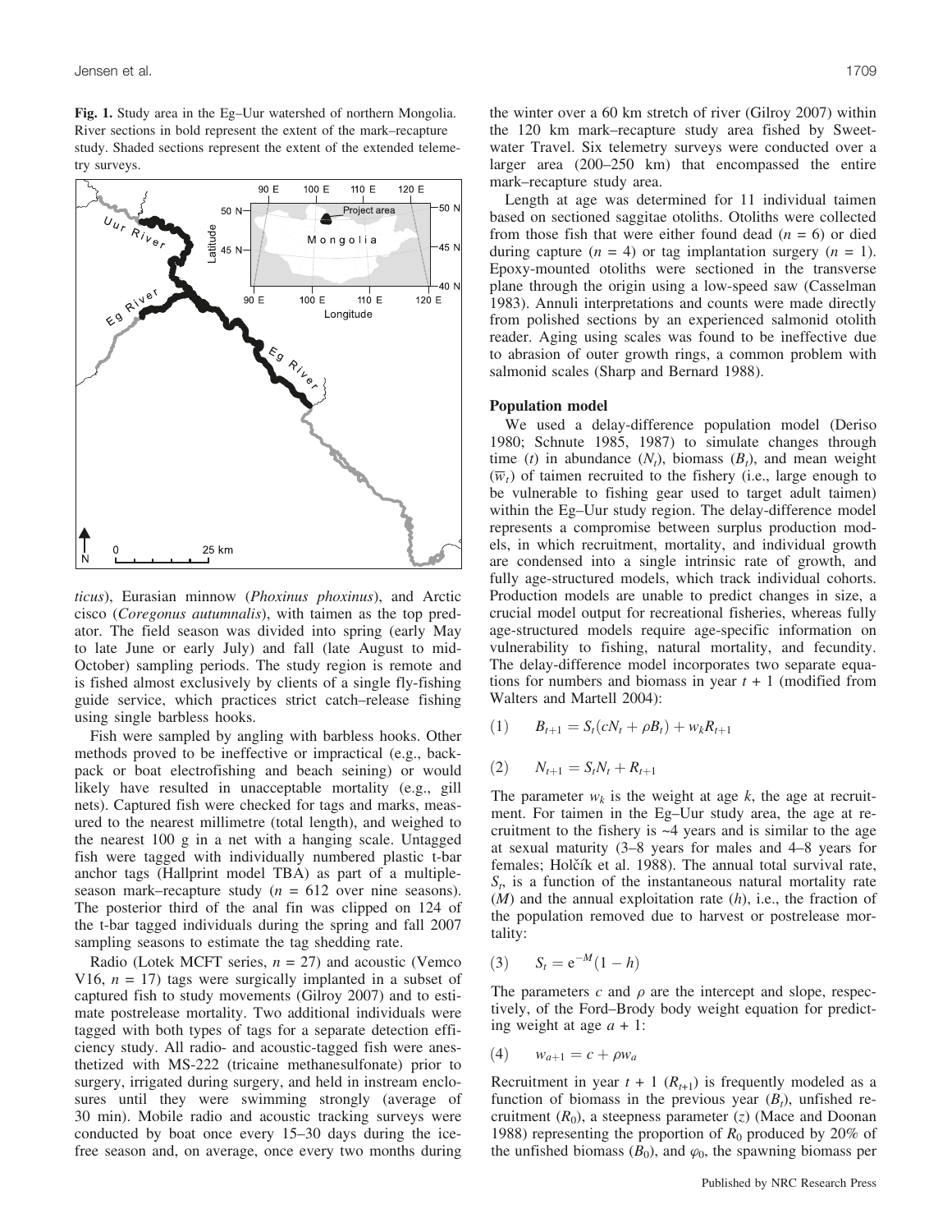**Fig. 1.** Study area in the Eg–Uur watershed of northern Mongolia. River sections in bold represent the extent of the mark–recapture study. Shaded sections represent the extent of the extended telemetry surveys.

*ticus*), Eurasian minnow (*Phoxinus phoxinus*), and Arctic cisco (*Coregonus autumnalis*), with taimen as the top predator. The field season was divided into spring (early May to late June or early July) and fall (late August to mid-October) sampling periods. The study region is remote and is fished almost exclusively by clients of a single fly-fishing guide service, which practices strict catch–release fishing using single barbless hooks.

Fish were sampled by angling with barbless hooks. Other methods proved to be ineffective or impractical (e.g., backpack or boat electrofishing and beach seining) or would likely have resulted in unacceptable mortality (e.g., gill nets). Captured fish were checked for tags and marks, measured to the nearest millimetre (total length), and weighed to the nearest 100 g in a net with a hanging scale. Untagged fish were tagged with individually numbered plastic t-bar anchor tags (Hallprint model TBA) as part of a multiple-season mark–recapture study ($n$ = 612 over nine seasons). The posterior third of the anal fin was clipped on 124 of the t-bar tagged individuals during the spring and fall 2007 sampling seasons to estimate the tag shedding rate.

Radio (Lotek MCFT series, $n$ = 27) and acoustic (Vemco V16, $n$ = 17) tags were surgically implanted in a subset of captured fish to study movements (Gilroy 2007) and to estimate postrelease mortality. Two additional individuals were tagged with both types of tags for a separate detection efficiency study. All radio- and acoustic-tagged fish were anesthetized with MS-222 (tricaine methanesulfonate) prior to surgery, irrigated during surgery, and held in instream enclosures until they were swimming strongly (average of 30 min). Mobile radio and acoustic tracking surveys were conducted by boat once every 15–30 days during the ice-free season and, on average, once every two months during the winter over a 60 km stretch of river (Gilroy 2007) within the 120 km mark–recapture study area fished by Sweetwater Travel. Six telemetry surveys were conducted over a larger area (200–250 km) that encompassed the entire mark–recapture study area.

Length at age was determined for 11 individual taimen based on sectioned saggitae otoliths. Otoliths were collected from those fish that were either found dead ($n$ = 6) or died during capture ($n$ = 4) or tag implantation surgery ($n$ = 1). Epoxy-mounted otoliths were sectioned in the transverse plane through the origin using a low-speed saw (Casselman 1983). Annuli interpretations and counts were made directly from polished sections by an experienced salmonid otolith reader. Aging using scales was found to be ineffective due to abrasion of outer growth rings, a common problem with salmonid scales (Sharp and Bernard 1988).

### Population model

We used a delay-difference population model (Deriso 1980; Schnute 1985, 1987) to simulate changes through time ($t$) in abundance ($N_t$), biomass ($B_t$), and mean weight ($\overline{w}_t$) of taimen recruited to the fishery (i.e., large enough to be vulnerable to fishing gear used to target adult taimen) within the Eg–Uur study region. The delay-difference model represents a compromise between surplus production models, in which recruitment, mortality, and individual growth are condensed into a single intrinsic rate of growth, and fully age-structured models, which track individual cohorts. Production models are unable to predict changes in size, a crucial model output for recreational fisheries, whereas fully age-structured models require age-specific information on vulnerability to fishing, natural mortality, and fecundity. The delay-difference model incorporates two separate equations for numbers and biomass in year $t$ + 1 (modified from Walters and Martell 2004):

$$(1) \qquad B_{t+1} = S_t(cN_t + \rho B_t) + w_k R_{t+1}$$

$$(2) \qquad N_{t+1} = S_t N_t + R_{t+1}$$

The parameter $w_k$ is the weight at age $k$, the age at recruitment. For taimen in the Eg–Uur study area, the age at recruitment to the fishery is ~4 years and is similar to the age at sexual maturity (3–8 years for males and 4–8 years for females; Holčík et al. 1988). The annual total survival rate, $S_t$, is a function of the instantaneous natural mortality rate ($M$) and the annual exploitation rate ($h$), i.e., the fraction of the population removed due to harvest or postrelease mortality:

$$(3) \qquad S_t = e^{-M}(1 - h)$$

The parameters $c$ and $\rho$ are the intercept and slope, respectively, of the Ford–Brody body weight equation for predicting weight at age $a$ + 1:

$$(4) \qquad w_{a+1} = c + \rho w_a$$

Recruitment in year $t$ + 1 ($R_{t+1}$) is frequently modeled as a function of biomass in the previous year ($B_t$), unfished recruitment ($R_0$), a steepness parameter ($z$) (Mace and Doonan 1988) representing the proportion of $R_0$ produced by 20% of the unfished biomass ($B_0$), and $\varphi_0$, the spawning biomass per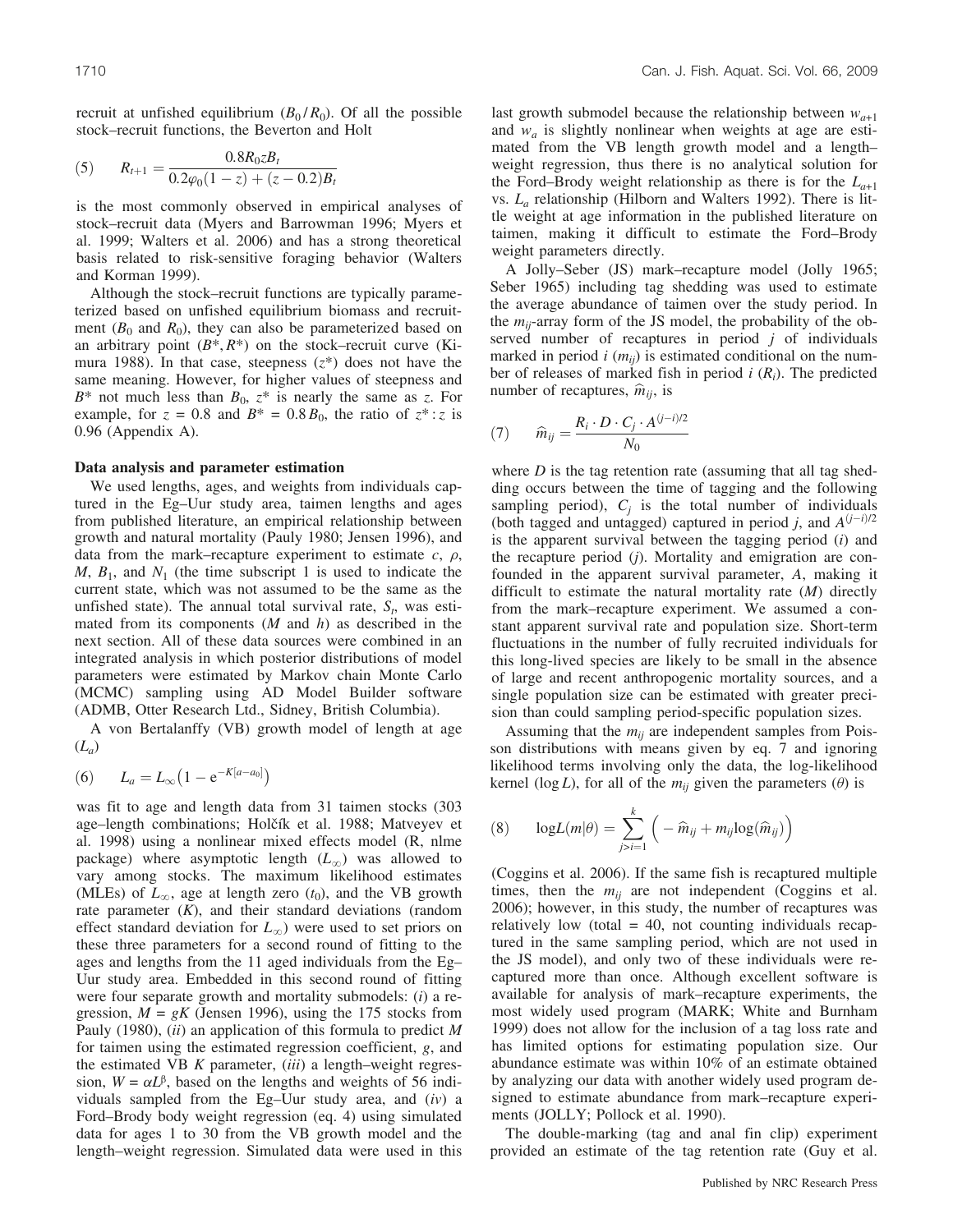recruit at unfished equilibrium ($B_0/R_0$). Of all the possible stock–recruit functions, the Beverton and Holt

$$(5) \qquad R_{t+1} = \frac{0.8R_0 z B_t}{0.2\varphi_0(1-z) + (z-0.2)B_t}$$

is the most commonly observed in empirical analyses of stock–recruit data (Myers and Barrowman 1996; Myers et al. 1999; Walters et al. 2006) and has a strong theoretical basis related to risk-sensitive foraging behavior (Walters and Korman 1999).

Although the stock–recruit functions are typically parameterized based on unfished equilibrium biomass and recruitment ($B_0$ and $R_0$), they can also be parameterized based on an arbitrary point ($B^*, R^*$) on the stock–recruit curve (Kimura 1988). In that case, steepness ($z^*$) does not have the same meaning. However, for higher values of steepness and $B^*$ not much less than $B_0$, $z^*$ is nearly the same as $z$. For example, for $z$ = 0.8 and $B^*$ = 0.8$B_0$, the ratio of $z^*:z$ is 0.96 (Appendix A).

### Data analysis and parameter estimation

We used lengths, ages, and weights from individuals captured in the Eg–Uur study area, taimen lengths and ages from published literature, an empirical relationship between growth and natural mortality (Pauly 1980; Jensen 1996), and data from the mark–recapture experiment to estimate $c$, $\rho$, $M$, $B_1$, and $N_1$ (the time subscript 1 is used to indicate the current state, which was not assumed to be the same as the unfished state). The annual total survival rate, $S_t$, was estimated from its components ($M$ and $h$) as described in the next section. All of these data sources were combined in an integrated analysis in which posterior distributions of model parameters were estimated by Markov chain Monte Carlo (MCMC) sampling using AD Model Builder software (ADMB, Otter Research Ltd., Sidney, British Columbia).

A von Bertalanffy (VB) growth model of length at age ($L_a$)

$$(6) \qquad L_a = L_\infty\left(1 - e^{-K[a-a_0]}\right)$$

was fit to age and length data from 31 taimen stocks (303 age–length combinations; Holčík et al. 1988; Matveyev et al. 1998) using a nonlinear mixed effects model (R, nlme package) where asymptotic length ($L_\infty$) was allowed to vary among stocks. The maximum likelihood estimates (MLEs) of $L_\infty$, age at length zero ($t_0$), and the VB growth rate parameter ($K$), and their standard deviations (random effect standard deviation for $L_\infty$) were used to set priors on these three parameters for a second round of fitting to the ages and lengths from the 11 aged individuals from the Eg–Uur study area. Embedded in this second round of fitting were four separate growth and mortality submodels: (*i*) a regression, $M = gK$ (Jensen 1996), using the 175 stocks from Pauly (1980), (*ii*) an application of this formula to predict $M$ for taimen using the estimated regression coefficient, $g$, and the estimated VB $K$ parameter, (*iii*) a length–weight regression, $W = \alpha L^\beta$, based on the lengths and weights of 56 individuals sampled from the Eg–Uur study area, and (*iv*) a Ford–Brody body weight regression (eq. 4) using simulated data for ages 1 to 30 from the VB growth model and the length–weight regression. Simulated data were used in this last growth submodel because the relationship between $w_{a+1}$ and $w_a$ is slightly nonlinear when weights at age are estimated from the VB length growth model and a length–weight regression, thus there is no analytical solution for the Ford–Brody weight relationship as there is for the $L_{a+1}$ vs. $L_a$ relationship (Hilborn and Walters 1992). There is little weight at age information in the published literature on taimen, making it difficult to estimate the Ford–Brody weight parameters directly.

A Jolly–Seber (JS) mark–recapture model (Jolly 1965; Seber 1965) including tag shedding was used to estimate the average abundance of taimen over the study period. In the $m_{ij}$-array form of the JS model, the probability of the observed number of recaptures in period $j$ of individuals marked in period $i$ ($m_{ij}$) is estimated conditional on the number of releases of marked fish in period $i$ ($R_i$). The predicted number of recaptures, $\widehat{m}_{ij}$, is

$$(7) \qquad \widehat{m}_{ij} = \frac{R_i \cdot D \cdot C_j \cdot A^{(j-i)/2}}{N_0}$$

where $D$ is the tag retention rate (assuming that all tag shedding occurs between the time of tagging and the following sampling period), $C_j$ is the total number of individuals (both tagged and untagged) captured in period $j$, and $A^{(j-i)/2}$ is the apparent survival between the tagging period ($i$) and the recapture period ($j$). Mortality and emigration are confounded in the apparent survival parameter, $A$, making it difficult to estimate the natural mortality rate ($M$) directly from the mark–recapture experiment. We assumed a constant apparent survival rate and population size. Short-term fluctuations in the number of fully recruited individuals for this long-lived species are likely to be small in the absence of large and recent anthropogenic mortality sources, and a single population size can be estimated with greater precision than could sampling period-specific population sizes.

Assuming that the $m_{ij}$ are independent samples from Poisson distributions with means given by eq. 7 and ignoring likelihood terms involving only the data, the log-likelihood kernel ($\log L$), for all of the $m_{ij}$ given the parameters ($\theta$) is

$$(8) \qquad \log L(m|\theta) = \sum_{j>i=1}^{k}\left(-\widehat{m}_{ij} + m_{ij}\log(\widehat{m}_{ij})\right)$$

(Coggins et al. 2006). If the same fish is recaptured multiple times, then the $m_{ij}$ are not independent (Coggins et al. 2006); however, in this study, the number of recaptures was relatively low (total = 40, not counting individuals recaptured in the same sampling period, which are not used in the JS model), and only two of these individuals were recaptured more than once. Although excellent software is available for analysis of mark–recapture experiments, the most widely used program (MARK; White and Burnham 1999) does not allow for the inclusion of a tag loss rate and has limited options for estimating population size. Our abundance estimate was within 10% of an estimate obtained by analyzing our data with another widely used program designed to estimate abundance from mark–recapture experiments (JOLLY; Pollock et al. 1990).

The double-marking (tag and anal fin clip) experiment provided an estimate of the tag retention rate (Guy et al.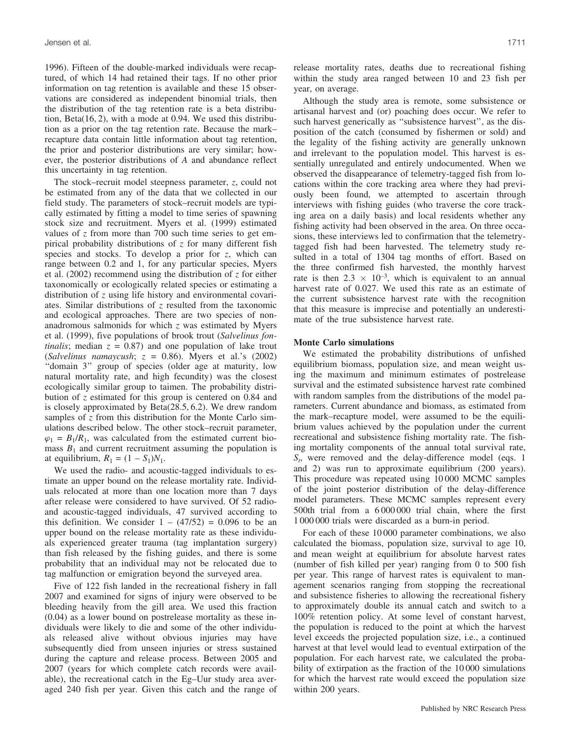1996). Fifteen of the double-marked individuals were recaptured, of which 14 had retained their tags. If no other prior information on tag retention is available and these 15 observations are considered as independent binomial trials, then the distribution of the tag retention rate is a beta distribution, Beta(16, 2), with a mode at 0.94. We used this distribution as a prior on the tag retention rate. Because the mark–recapture data contain little information about tag retention, the prior and posterior distributions are very similar; however, the posterior distributions of $A$ and abundance reflect this uncertainty in tag retention.

The stock–recruit model steepness parameter, $z$, could not be estimated from any of the data that we collected in our field study. The parameters of stock–recruit models are typically estimated by fitting a model to time series of spawning stock size and recruitment. Myers et al. (1999) estimated values of $z$ from more than 700 such time series to get empirical probability distributions of $z$ for many different fish species and stocks. To develop a prior for $z$, which can range between 0.2 and 1, for any particular species, Myers et al. (2002) recommend using the distribution of $z$ for either taxonomically or ecologically related species or estimating a distribution of $z$ using life history and environmental covariates. Similar distributions of $z$ resulted from the taxonomic and ecological approaches. There are two species of non-anadromous salmonids for which $z$ was estimated by Myers et al. (1999), five populations of brook trout (*Salvelinus fontinalis*; median $z = 0.87$) and one population of lake trout (*Salvelinus namaycush*; $z = 0.86$). Myers et al.'s (2002) "domain 3" group of species (older age at maturity, low natural mortality rate, and high fecundity) was the closest ecologically similar group to taimen. The probability distribution of $z$ estimated for this group is centered on 0.84 and is closely approximated by Beta(28.5, 6.2). We drew random samples of $z$ from this distribution for the Monte Carlo simulations described below. The other stock–recruit parameter, $\varphi_1 = B_1/R_1$, was calculated from the estimated current biomass $B_1$ and current recruitment assuming the population is at equilibrium, $R_1 = (1 - S_1)N_1$.

We used the radio- and acoustic-tagged individuals to estimate an upper bound on the release mortality rate. Individuals relocated at more than one location more than 7 days after release were considered to have survived. Of 52 radio- and acoustic-tagged individuals, 47 survived according to this definition. We consider $1 - (47/52) = 0.096$ to be an upper bound on the release mortality rate as these individuals experienced greater trauma (tag implantation surgery) than fish released by the fishing guides, and there is some probability that an individual may not be relocated due to tag malfunction or emigration beyond the surveyed area.

Five of 122 fish landed in the recreational fishery in fall 2007 and examined for signs of injury were observed to be bleeding heavily from the gill area. We used this fraction (0.04) as a lower bound on postrelease mortality as these individuals were likely to die and some of the other individuals released alive without obvious injuries may have subsequently died from unseen injuries or stress sustained during the capture and release process. Between 2005 and 2007 (years for which complete catch records were available), the recreational catch in the Eg–Uur study area averaged 240 fish per year. Given this catch and the range of release mortality rates, deaths due to recreational fishing within the study area ranged between 10 and 23 fish per year, on average.

Although the study area is remote, some subsistence or artisanal harvest and (or) poaching does occur. We refer to such harvest generically as "subsistence harvest", as the disposition of the catch (consumed by fishermen or sold) and the legality of the fishing activity are generally unknown and irrelevant to the population model. This harvest is essentially unregulated and entirely undocumented. When we observed the disappearance of telemetry-tagged fish from locations within the core tracking area where they had previously been found, we attempted to ascertain through interviews with fishing guides (who traverse the core tracking area on a daily basis) and local residents whether any fishing activity had been observed in the area. On three occasions, these interviews led to confirmation that the telemetry-tagged fish had been harvested. The telemetry study resulted in a total of 1304 tag months of effort. Based on the three confirmed fish harvested, the monthly harvest rate is then $2.3 \times 10^{-3}$, which is equivalent to an annual harvest rate of 0.027. We used this rate as an estimate of the current subsistence harvest rate with the recognition that this measure is imprecise and potentially an underestimate of the true subsistence harvest rate.

## Monte Carlo simulations

We estimated the probability distributions of unfished equilibrium biomass, population size, and mean weight using the maximum and minimum estimates of postrelease survival and the estimated subsistence harvest rate combined with random samples from the distributions of the model parameters. Current abundance and biomass, as estimated from the mark–recapture model, were assumed to be the equilibrium values achieved by the population under the current recreational and subsistence fishing mortality rate. The fishing mortality components of the annual total survival rate, $S_t$, were removed and the delay-difference model (eqs. 1 and 2) was run to approximate equilibrium (200 years). This procedure was repeated using 10 000 MCMC samples of the joint posterior distribution of the delay-difference model parameters. These MCMC samples represent every 500th trial from a 6 000 000 trial chain, where the first 1 000 000 trials were discarded as a burn-in period.

For each of these 10 000 parameter combinations, we also calculated the biomass, population size, survival to age 10, and mean weight at equilibrium for absolute harvest rates (number of fish killed per year) ranging from 0 to 500 fish per year. This range of harvest rates is equivalent to management scenarios ranging from stopping the recreational and subsistence fisheries to allowing the recreational fishery to approximately double its annual catch and switch to a 100% retention policy. At some level of constant harvest, the population is reduced to the point at which the harvest level exceeds the projected population size, i.e., a continued harvest at that level would lead to eventual extirpation of the population. For each harvest rate, we calculated the probability of extirpation as the fraction of the 10 000 simulations for which the harvest rate would exceed the population size within 200 years.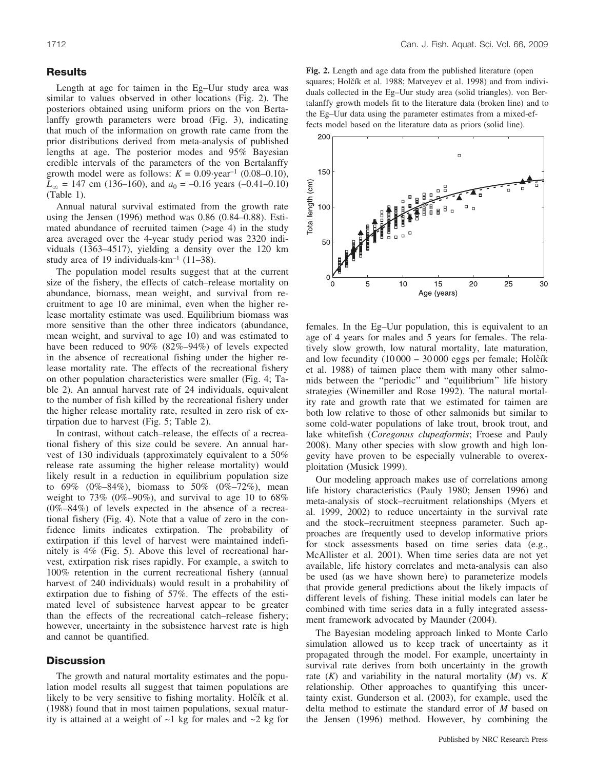## Results

Length at age for taimen in the Eg–Uur study area was similar to values observed in other locations (Fig. 2). The posteriors obtained using uniform priors on the von Bertalanffy growth parameters were broad (Fig. 3), indicating that much of the information on growth rate came from the prior distributions derived from meta-analysis of published lengths at age. The posterior modes and 95% Bayesian credible intervals of the parameters of the von Bertalanffy growth model were as follows: $K = 0.09 \cdot \text{year}^{-1}$ (0.08–0.10), $L_{\infty}$ = 147 cm (136–160), and $a_0$ = –0.16 years (–0.41–0.10) (Table 1).

Annual natural survival estimated from the growth rate using the Jensen (1996) method was 0.86 (0.84–0.88). Estimated abundance of recruited taimen (>age 4) in the study area averaged over the 4-year study period was 2320 individuals (1363–4517), yielding a density over the 120 km study area of 19 individuals·km$^{-1}$ (11–38).

The population model results suggest that at the current size of the fishery, the effects of catch–release mortality on abundance, biomass, mean weight, and survival from recruitment to age 10 are minimal, even when the higher release mortality estimate was used. Equilibrium biomass was more sensitive than the other three indicators (abundance, mean weight, and survival to age 10) and was estimated to have been reduced to 90% (82%–94%) of levels expected in the absence of recreational fishing under the higher release mortality rate. The effects of the recreational fishery on other population characteristics were smaller (Fig. 4; Table 2). An annual harvest rate of 24 individuals, equivalent to the number of fish killed by the recreational fishery under the higher release mortality rate, resulted in zero risk of extirpation due to harvest (Fig. 5; Table 2).

In contrast, without catch–release, the effects of a recreational fishery of this size could be severe. An annual harvest of 130 individuals (approximately equivalent to a 50% release rate assuming the higher release mortality) would likely result in a reduction in equilibrium population size to 69% (0%–84%), biomass to 50% (0%–72%), mean weight to 73% (0%–90%), and survival to age 10 to 68% (0%–84%) of levels expected in the absence of a recreational fishery (Fig. 4). Note that a value of zero in the confidence limits indicates extirpation. The probability of extirpation if this level of harvest were maintained indefinitely is 4% (Fig. 5). Above this level of recreational harvest, extirpation risk rises rapidly. For example, a switch to 100% retention in the current recreational fishery (annual harvest of 240 individuals) would result in a probability of extirpation due to fishing of 57%. The effects of the estimated level of subsistence harvest appear to be greater than the effects of the recreational catch–release fishery; however, uncertainty in the subsistence harvest rate is high and cannot be quantified.

## Discussion

The growth and natural mortality estimates and the population model results all suggest that taimen populations are likely to be very sensitive to fishing mortality. Holčík et al. (1988) found that in most taimen populations, sexual maturity is attained at a weight of ~1 kg for males and ~2 kg for females. In the Eg–Uur population, this is equivalent to an age of 4 years for males and 5 years for females. The relatively slow growth, low natural mortality, late maturation, and low fecundity (10 000 – 30 000 eggs per female; Holčík et al. 1988) of taimen place them with many other salmonids between the "periodic" and "equilibrium" life history strategies (Winemiller and Rose 1992). The natural mortality rate and growth rate that we estimated for taimen are both low relative to those of other salmonids but similar to some cold-water populations of lake trout, brook trout, and lake whitefish (*Coregonus clupeaformis*; Froese and Pauly 2008). Many other species with slow growth and high longevity have proven to be especially vulnerable to overexploitation (Musick 1999).

Our modeling approach makes use of correlations among life history characteristics (Pauly 1980; Jensen 1996) and meta-analysis of stock–recruitment relationships (Myers et al. 1999, 2002) to reduce uncertainty in the survival rate and the stock–recruitment steepness parameter. Such approaches are frequently used to develop informative priors for stock assessments based on time series data (e.g., McAllister et al. 2001). When time series data are not yet available, life history correlates and meta-analysis can also be used (as we have shown here) to parameterize models that provide general predictions about the likely impacts of different levels of fishing. These initial models can later be combined with time series data in a fully integrated assessment framework advocated by Maunder (2004).

The Bayesian modeling approach linked to Monte Carlo simulation allowed us to keep track of uncertainty as it propagated through the model. For example, uncertainty in survival rate derives from both uncertainty in the growth rate ($K$) and variability in the natural mortality ($M$) vs. $K$ relationship. Other approaches to quantifying this uncertainty exist. Gunderson et al. (2003), for example, used the delta method to estimate the standard error of $M$ based on the Jensen (1996) method. However, by combining the

**Fig. 2.** Length and age data from the published literature (open squares; Holčík et al. 1988; Matveyev et al. 1998) and from individuals collected in the Eg–Uur study area (solid triangles). von Bertalanffy growth models fit to the literature data (broken line) and to the Eg–Uur data using the parameter estimates from a mixed-effects model based on the literature data as priors (solid line).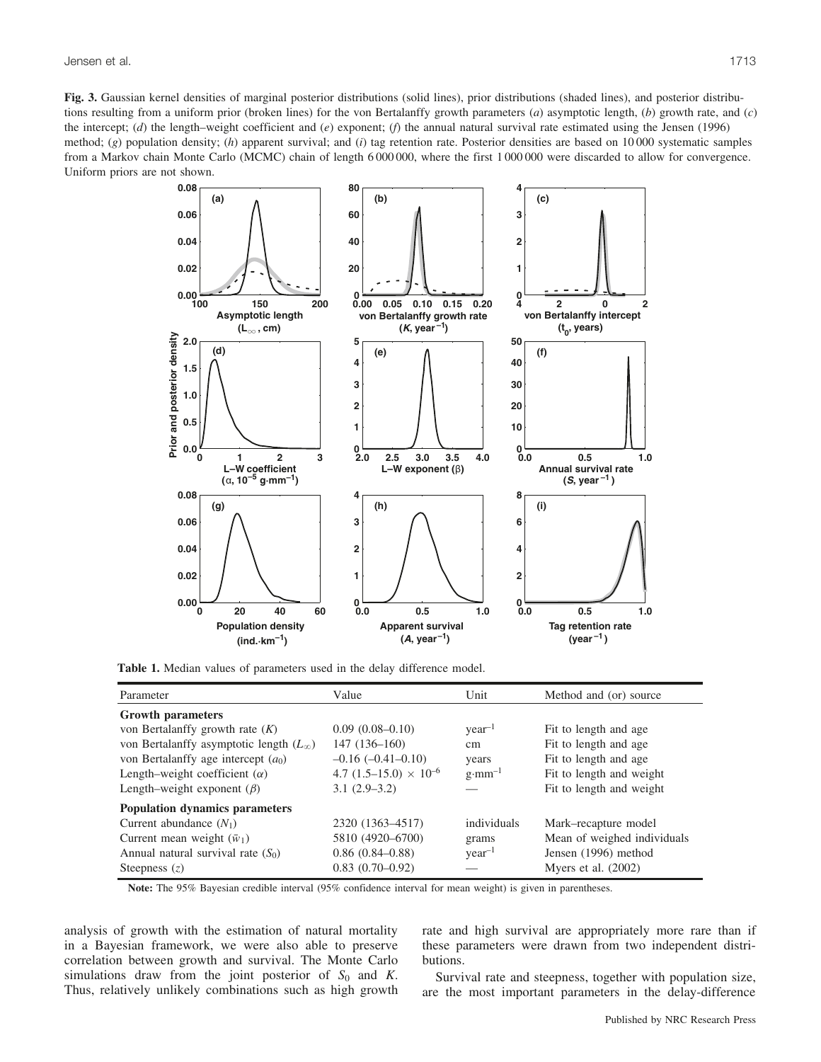**Fig. 3.** Gaussian kernel densities of marginal posterior distributions (solid lines), prior distributions (shaded lines), and posterior distributions resulting from a uniform prior (broken lines) for the von Bertalanffy growth parameters (*a*) asymptotic length, (*b*) growth rate, and (*c*) the intercept; (*d*) the length–weight coefficient and (*e*) exponent; (*f*) the annual natural survival rate estimated using the Jensen (1996) method; (*g*) population density; (*h*) apparent survival; and (*i*) tag retention rate. Posterior densities are based on 10 000 systematic samples from a Markov chain Monte Carlo (MCMC) chain of length 6 000 000, where the first 1 000 000 were discarded to allow for convergence. Uniform priors are not shown.

**Table 1.** Median values of parameters used in the delay difference model.

| Parameter | Value | Unit | Method and (or) source |
|---|---|---|---|
| **Growth parameters** | | | |
| von Bertalanffy growth rate ($K$) | 0.09 (0.08–0.10) | year$^{-1}$ | Fit to length and age |
| von Bertalanffy asymptotic length ($L_{\infty}$) | 147 (136–160) | cm | Fit to length and age |
| von Bertalanffy age intercept ($a_0$) | –0.16 (–0.41–0.10) | years | Fit to length and age |
| Length–weight coefficient ($\alpha$) | 4.7 (1.5–15.0) $\times 10^{-6}$ | g·mm$^{-1}$ | Fit to length and weight |
| Length–weight exponent ($\beta$) | 3.1 (2.9–3.2) | — | Fit to length and weight |
| **Population dynamics parameters** | | | |
| Current abundance ($N_1$) | 2320 (1363–4517) | individuals | Mark–recapture model |
| Current mean weight ($\bar{w}_1$) | 5810 (4920–6700) | grams | Mean of weighed individuals |
| Annual natural survival rate ($S_0$) | 0.86 (0.84–0.88) | year$^{-1}$ | Jensen (1996) method |
| Steepness ($z$) | 0.83 (0.70–0.92) | — | Myers et al. (2002) |

**Note:** The 95% Bayesian credible interval (95% confidence interval for mean weight) is given in parentheses.

analysis of growth with the estimation of natural mortality in a Bayesian framework, we were also able to preserve correlation between growth and survival. The Monte Carlo simulations draw from the joint posterior of $S_0$ and $K$. Thus, relatively unlikely combinations such as high growth rate and high survival are appropriately more rare than if these parameters were drawn from two independent distributions.

Survival rate and steepness, together with population size, are the most important parameters in the delay-difference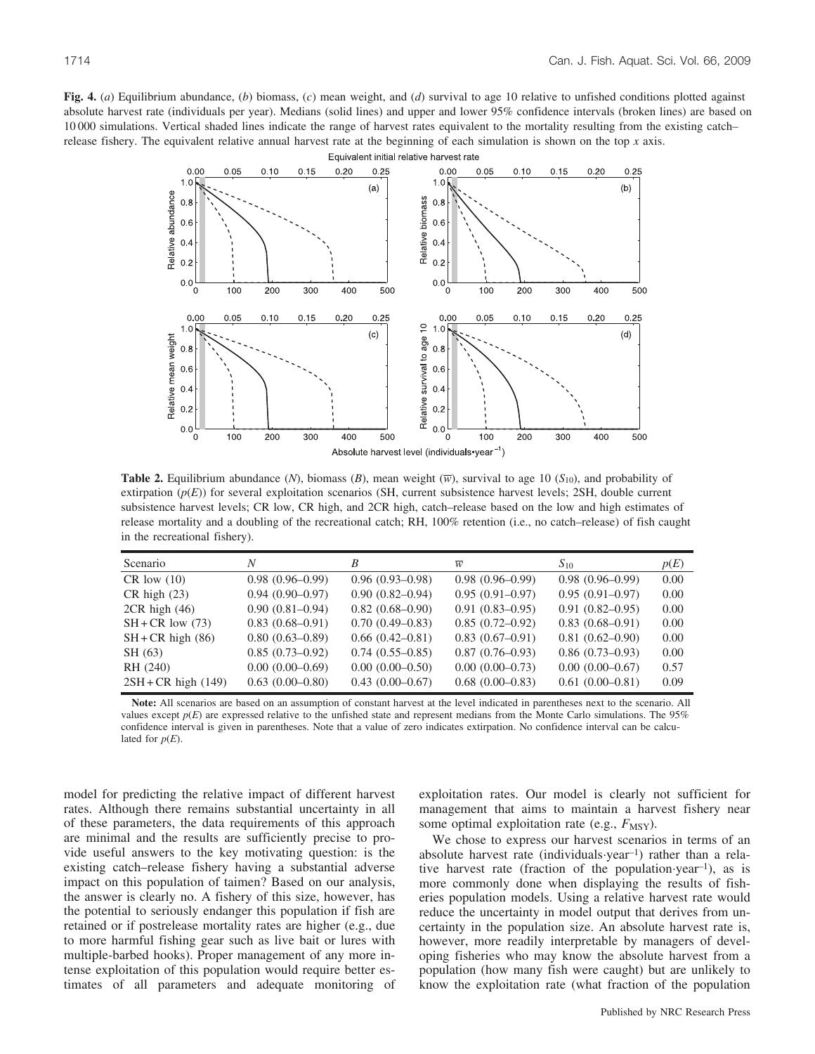**Fig. 4.** (*a*) Equilibrium abundance, (*b*) biomass, (*c*) mean weight, and (*d*) survival to age 10 relative to unfished conditions plotted against absolute harvest rate (individuals per year). Medians (solid lines) and upper and lower 95% confidence intervals (broken lines) are based on 10 000 simulations. Vertical shaded lines indicate the range of harvest rates equivalent to the mortality resulting from the existing catch–release fishery. The equivalent relative annual harvest rate at the beginning of each simulation is shown on the top *x* axis.

**Table 2.** Equilibrium abundance ($N$), biomass ($B$), mean weight ($\overline{w}$), survival to age 10 ($S_{10}$), and probability of extirpation ($p(E)$) for several exploitation scenarios (SH, current subsistence harvest levels; 2SH, double current subsistence harvest levels; CR low, CR high, and 2CR high, catch–release based on the low and high estimates of release mortality and a doubling of the recreational catch; RH, 100% retention (i.e., no catch–release) of fish caught in the recreational fishery).

| Scenario | $N$ | $B$ | $\overline{w}$ | $S_{10}$ | $p(E)$ |
|---|---|---|---|---|---|
| CR low (10) | 0.98 (0.96–0.99) | 0.96 (0.93–0.98) | 0.98 (0.96–0.99) | 0.98 (0.96–0.99) | 0.00 |
| CR high (23) | 0.94 (0.90–0.97) | 0.90 (0.82–0.94) | 0.95 (0.91–0.97) | 0.95 (0.91–0.97) | 0.00 |
| 2CR high (46) | 0.90 (0.81–0.94) | 0.82 (0.68–0.90) | 0.91 (0.83–0.95) | 0.91 (0.82–0.95) | 0.00 |
| SH + CR low (73) | 0.83 (0.68–0.91) | 0.70 (0.49–0.83) | 0.85 (0.72–0.92) | 0.83 (0.68–0.91) | 0.00 |
| SH + CR high (86) | 0.80 (0.63–0.89) | 0.66 (0.42–0.81) | 0.83 (0.67–0.91) | 0.81 (0.62–0.90) | 0.00 |
| SH (63) | 0.85 (0.73–0.92) | 0.74 (0.55–0.85) | 0.87 (0.76–0.93) | 0.86 (0.73–0.93) | 0.00 |
| RH (240) | 0.00 (0.00–0.69) | 0.00 (0.00–0.50) | 0.00 (0.00–0.73) | 0.00 (0.00–0.67) | 0.57 |
| 2SH + CR high (149) | 0.63 (0.00–0.80) | 0.43 (0.00–0.67) | 0.68 (0.00–0.83) | 0.61 (0.00–0.81) | 0.09 |

**Note:** All scenarios are based on an assumption of constant harvest at the level indicated in parentheses next to the scenario. All values except $p(E)$ are expressed relative to the unfished state and represent medians from the Monte Carlo simulations. The 95% confidence interval is given in parentheses. Note that a value of zero indicates extirpation. No confidence interval can be calculated for $p(E)$.

model for predicting the relative impact of different harvest rates. Although there remains substantial uncertainty in all of these parameters, the data requirements of this approach are minimal and the results are sufficiently precise to provide useful answers to the key motivating question: is the existing catch–release fishery having a substantial adverse impact on this population of taimen? Based on our analysis, the answer is clearly no. A fishery of this size, however, has the potential to seriously endanger this population if fish are retained or if postrelease mortality rates are higher (e.g., due to more harmful fishing gear such as live bait or lures with multiple-barbed hooks). Proper management of any more intense exploitation of this population would require better estimates of all parameters and adequate monitoring of exploitation rates. Our model is clearly not sufficient for management that aims to maintain a harvest fishery near some optimal exploitation rate (e.g., $F_{MSY}$).

We chose to express our harvest scenarios in terms of an absolute harvest rate (individuals·year$^{-1}$) rather than a relative harvest rate (fraction of the population·year$^{-1}$), as is more commonly done when displaying the results of fisheries population models. Using a relative harvest rate would reduce the uncertainty in model output that derives from uncertainty in the population size. An absolute harvest rate is, however, more readily interpretable by managers of developing fisheries who may know the absolute harvest from a population (how many fish were caught) but are unlikely to know the exploitation rate (what fraction of the population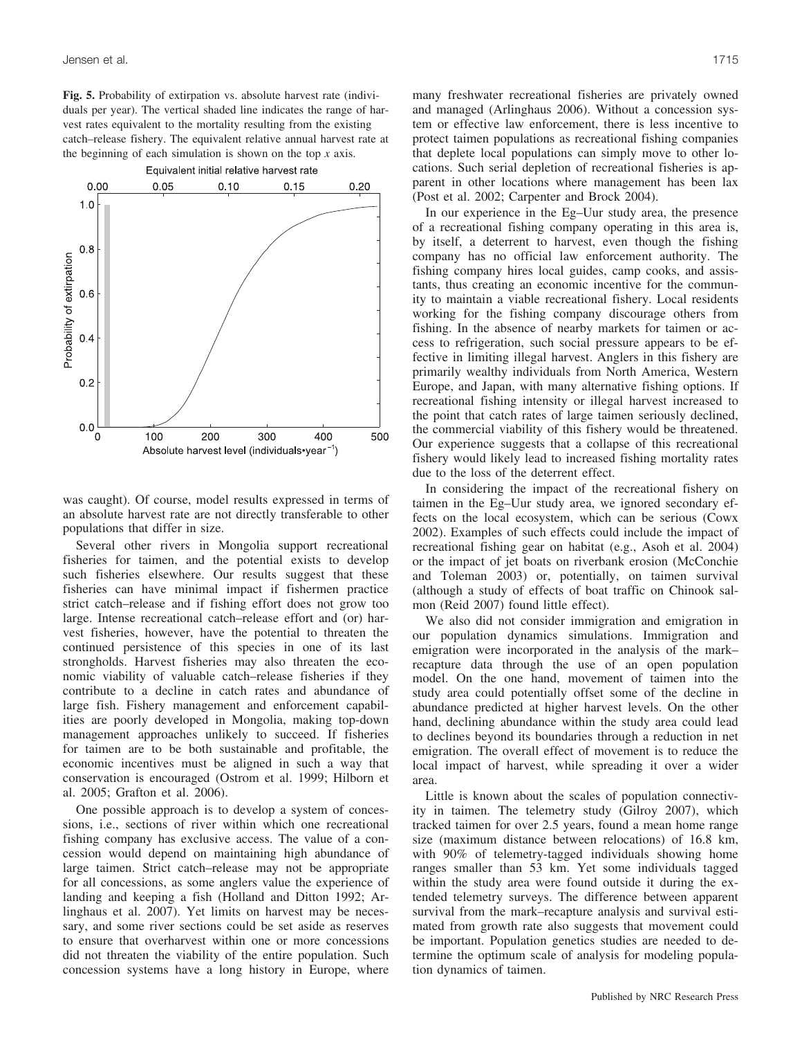**Fig. 5.** Probability of extirpation vs. absolute harvest rate (individuals per year). The vertical shaded line indicates the range of harvest rates equivalent to the mortality resulting from the existing catch–release fishery. The equivalent relative annual harvest rate at the beginning of each simulation is shown on the top *x* axis.

was caught). Of course, model results expressed in terms of an absolute harvest rate are not directly transferable to other populations that differ in size.

Several other rivers in Mongolia support recreational fisheries for taimen, and the potential exists to develop such fisheries elsewhere. Our results suggest that these fisheries can have minimal impact if fishermen practice strict catch–release and if fishing effort does not grow too large. Intense recreational catch–release effort and (or) harvest fisheries, however, have the potential to threaten the continued persistence of this species in one of its last strongholds. Harvest fisheries may also threaten the economic viability of valuable catch–release fisheries if they contribute to a decline in catch rates and abundance of large fish. Fishery management and enforcement capabilities are poorly developed in Mongolia, making top-down management approaches unlikely to succeed. If fisheries for taimen are to be both sustainable and profitable, the economic incentives must be aligned in such a way that conservation is encouraged (Ostrom et al. 1999; Hilborn et al. 2005; Grafton et al. 2006).

One possible approach is to develop a system of concessions, i.e., sections of river within which one recreational fishing company has exclusive access. The value of a concession would depend on maintaining high abundance of large taimen. Strict catch–release may not be appropriate for all concessions, as some anglers value the experience of landing and keeping a fish (Holland and Ditton 1992; Arlinghaus et al. 2007). Yet limits on harvest may be necessary, and some river sections could be set aside as reserves to ensure that overharvest within one or more concessions did not threaten the viability of the entire population. Such concession systems have a long history in Europe, where many freshwater recreational fisheries are privately owned and managed (Arlinghaus 2006). Without a concession system or effective law enforcement, there is less incentive to protect taimen populations as recreational fishing companies that deplete local populations can simply move to other locations. Such serial depletion of recreational fisheries is apparent in other locations where management has been lax (Post et al. 2002; Carpenter and Brock 2004).

In our experience in the Eg–Uur study area, the presence of a recreational fishing company operating in this area is, by itself, a deterrent to harvest, even though the fishing company has no official law enforcement authority. The fishing company hires local guides, camp cooks, and assistants, thus creating an economic incentive for the community to maintain a viable recreational fishery. Local residents working for the fishing company discourage others from fishing. In the absence of nearby markets for taimen or access to refrigeration, such social pressure appears to be effective in limiting illegal harvest. Anglers in this fishery are primarily wealthy individuals from North America, Western Europe, and Japan, with many alternative fishing options. If recreational fishing intensity or illegal harvest increased to the point that catch rates of large taimen seriously declined, the commercial viability of this fishery would be threatened. Our experience suggests that a collapse of this recreational fishery would likely lead to increased fishing mortality rates due to the loss of the deterrent effect.

In considering the impact of the recreational fishery on taimen in the Eg–Uur study area, we ignored secondary effects on the local ecosystem, which can be serious (Cowx 2002). Examples of such effects could include the impact of recreational fishing gear on habitat (e.g., Asoh et al. 2004) or the impact of jet boats on riverbank erosion (McConchie and Toleman 2003) or, potentially, on taimen survival (although a study of effects of boat traffic on Chinook salmon (Reid 2007) found little effect).

We also did not consider immigration and emigration in our population dynamics simulations. Immigration and emigration were incorporated in the analysis of the mark–recapture data through the use of an open population model. On the one hand, movement of taimen into the study area could potentially offset some of the decline in abundance predicted at higher harvest levels. On the other hand, declining abundance within the study area could lead to declines beyond its boundaries through a reduction in net emigration. The overall effect of movement is to reduce the local impact of harvest, while spreading it over a wider area.

Little is known about the scales of population connectivity in taimen. The telemetry study (Gilroy 2007), which tracked taimen for over 2.5 years, found a mean home range size (maximum distance between relocations) of 16.8 km, with 90% of telemetry-tagged individuals showing home ranges smaller than 53 km. Yet some individuals tagged within the study area were found outside it during the extended telemetry surveys. The difference between apparent survival from the mark–recapture analysis and survival estimated from growth rate also suggests that movement could be important. Population genetics studies are needed to determine the optimum scale of analysis for modeling population dynamics of taimen.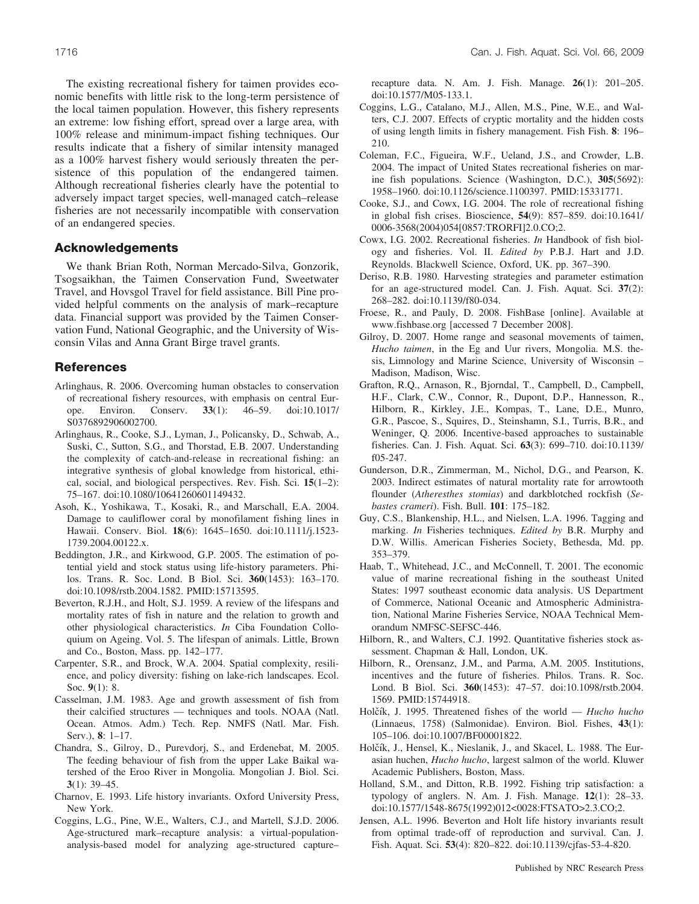The existing recreational fishery for taimen provides economic benefits with little risk to the long-term persistence of the local taimen population. However, this fishery represents an extreme: low fishing effort, spread over a large area, with 100% release and minimum-impact fishing techniques. Our results indicate that a fishery of similar intensity managed as a 100% harvest fishery would seriously threaten the persistence of this population of the endangered taimen. Although recreational fisheries clearly have the potential to adversely impact target species, well-managed catch–release fisheries are not necessarily incompatible with conservation of an endangered species.

## Acknowledgements

We thank Brian Roth, Norman Mercado-Silva, Gonzorik, Tsogsaikhan, the Taimen Conservation Fund, Sweetwater Travel, and Hovsgol Travel for field assistance. Bill Pine provided helpful comments on the analysis of mark–recapture data. Financial support was provided by the Taimen Conservation Fund, National Geographic, and the University of Wisconsin Vilas and Anna Grant Birge travel grants.

## References

Arlinghaus, R. 2006. Overcoming human obstacles to conservation of recreational fishery resources, with emphasis on central Europe. Environ. Conserv. **33**(1): 46–59. doi:10.1017/S0376892906002700.

Arlinghaus, R., Cooke, S.J., Lyman, J., Policansky, D., Schwab, A., Suski, C., Sutton, S.G., and Thorstad, E.B. 2007. Understanding the complexity of catch-and-release in recreational fishing: an integrative synthesis of global knowledge from historical, ethical, social, and biological perspectives. Rev. Fish. Sci. **15**(1–2): 75–167. doi:10.1080/10641260601149432.

Asoh, K., Yoshikawa, T., Kosaki, R., and Marschall, E.A. 2004. Damage to cauliflower coral by monofilament fishing lines in Hawaii. Conserv. Biol. **18**(6): 1645–1650. doi:10.1111/j.1523-1739.2004.00122.x.

Beddington, J.R., and Kirkwood, G.P. 2005. The estimation of potential yield and stock status using life-history parameters. Philos. Trans. R. Soc. Lond. B Biol. Sci. **360**(1453): 163–170. doi:10.1098/rstb.2004.1582. PMID:15713595.

Beverton, R.J.H., and Holt, S.J. 1959. A review of the lifespans and mortality rates of fish in nature and the relation to growth and other physiological characteristics. *In* Ciba Foundation Colloquium on Ageing. Vol. 5. The lifespan of animals. Little, Brown and Co., Boston, Mass. pp. 142–177.

Carpenter, S.R., and Brock, W.A. 2004. Spatial complexity, resilience, and policy diversity: fishing on lake-rich landscapes. Ecol. Soc. **9**(1): 8.

Casselman, J.M. 1983. Age and growth assessment of fish from their calcified structures — techniques and tools. NOAA (Natl. Ocean. Atmos. Adm.) Tech. Rep. NMFS (Natl. Mar. Fish. Serv.), **8**: 1–17.

Chandra, S., Gilroy, D., Purevdorj, S., and Erdenebat, M. 2005. The feeding behaviour of fish from the upper Lake Baikal watershed of the Eroo River in Mongolia. Mongolian J. Biol. Sci. **3**(1): 39–45.

Charnov, E. 1993. Life history invariants. Oxford University Press, New York.

Coggins, L.G., Pine, W.E., Walters, C.J., and Martell, S.J.D. 2006. Age-structured mark–recapture analysis: a virtual-population-analysis-based model for analyzing age-structured capture–recapture data. N. Am. J. Fish. Manage. **26**(1): 201–205. doi:10.1577/M05-133.1.

Coggins, L.G., Catalano, M.J., Allen, M.S., Pine, W.E., and Walters, C.J. 2007. Effects of cryptic mortality and the hidden costs of using length limits in fishery management. Fish Fish. **8**: 196–210.

Coleman, F.C., Figueira, W.F., Ueland, J.S., and Crowder, L.B. 2004. The impact of United States recreational fisheries on marine fish populations. Science (Washington, D.C.), **305**(5692): 1958–1960. doi:10.1126/science.1100397. PMID:15331771.

Cooke, S.J., and Cowx, I.G. 2004. The role of recreational fishing in global fish crises. Bioscience, **54**(9): 857–859. doi:10.1641/0006-3568(2004)054[0857:TRORFI]2.0.CO;2.

Cowx, I.G. 2002. Recreational fisheries. *In* Handbook of fish biology and fisheries. Vol. II. *Edited by* P.B.J. Hart and J.D. Reynolds. Blackwell Science, Oxford, UK. pp. 367–390.

Deriso, R.B. 1980. Harvesting strategies and parameter estimation for an age-structured model. Can. J. Fish. Aquat. Sci. **37**(2): 268–282. doi:10.1139/f80-034.

Froese, R., and Pauly, D. 2008. FishBase [online]. Available at www.fishbase.org [accessed 7 December 2008].

Gilroy, D. 2007. Home range and seasonal movements of taimen, *Hucho taimen*, in the Eg and Uur rivers, Mongolia. M.S. thesis, Limnology and Marine Science, University of Wisconsin – Madison, Madison, Wisc.

Grafton, R.Q., Arnason, R., Bjorndal, T., Campbell, D., Campbell, H.F., Clark, C.W., Connor, R., Dupont, D.P., Hannesson, R., Hilborn, R., Kirkley, J.E., Kompas, T., Lane, D.E., Munro, G.R., Pascoe, S., Squires, D., Steinshamn, S.I., Turris, B.R., and Weninger, Q. 2006. Incentive-based approaches to sustainable fisheries. Can. J. Fish. Aquat. Sci. **63**(3): 699–710. doi:10.1139/f05-247.

Gunderson, D.R., Zimmerman, M., Nichol, D.G., and Pearson, K. 2003. Indirect estimates of natural mortality rate for arrowtooth flounder (*Atheresthes stomias*) and darkblotched rockfish (*Sebastes crameri*). Fish. Bull. **101**: 175–182.

Guy, C.S., Blankenship, H.L., and Nielsen, L.A. 1996. Tagging and marking. *In* Fisheries techniques. *Edited by* B.R. Murphy and D.W. Willis. American Fisheries Society, Bethesda, Md. pp. 353–379.

Haab, T., Whitehead, J.C., and McConnell, T. 2001. The economic value of marine recreational fishing in the southeast United States: 1997 southeast economic data analysis. US Department of Commerce, National Oceanic and Atmospheric Administration, National Marine Fisheries Service, NOAA Technical Memorandum NMFSC-SEFSC-446.

Hilborn, R., and Walters, C.J. 1992. Quantitative fisheries stock assessment. Chapman & Hall, London, UK.

Hilborn, R., Orensanz, J.M., and Parma, A.M. 2005. Institutions, incentives and the future of fisheries. Philos. Trans. R. Soc. Lond. B Biol. Sci. **360**(1453): 47–57. doi:10.1098/rstb.2004.1569. PMID:15744918.

Holčík, J. 1995. Threatened fishes of the world — *Hucho hucho* (Linnaeus, 1758) (Salmonidae). Environ. Biol. Fishes, **43**(1): 105–106. doi:10.1007/BF00001822.

Holčík, J., Hensel, K., Nieslanik, J., and Skacel, L. 1988. The Eurasian huchen, *Hucho hucho*, largest salmon of the world. Kluwer Academic Publishers, Boston, Mass.

Holland, S.M., and Ditton, R.B. 1992. Fishing trip satisfaction: a typology of anglers. N. Am. J. Fish. Manage. **12**(1): 28–33. doi:10.1577/1548-8675(1992)012<0028:FTSATO>2.3.CO;2.

Jensen, A.L. 1996. Beverton and Holt life history invariants result from optimal trade-off of reproduction and survival. Can. J. Fish. Aquat. Sci. **53**(4): 820–822. doi:10.1139/cjfas-53-4-820.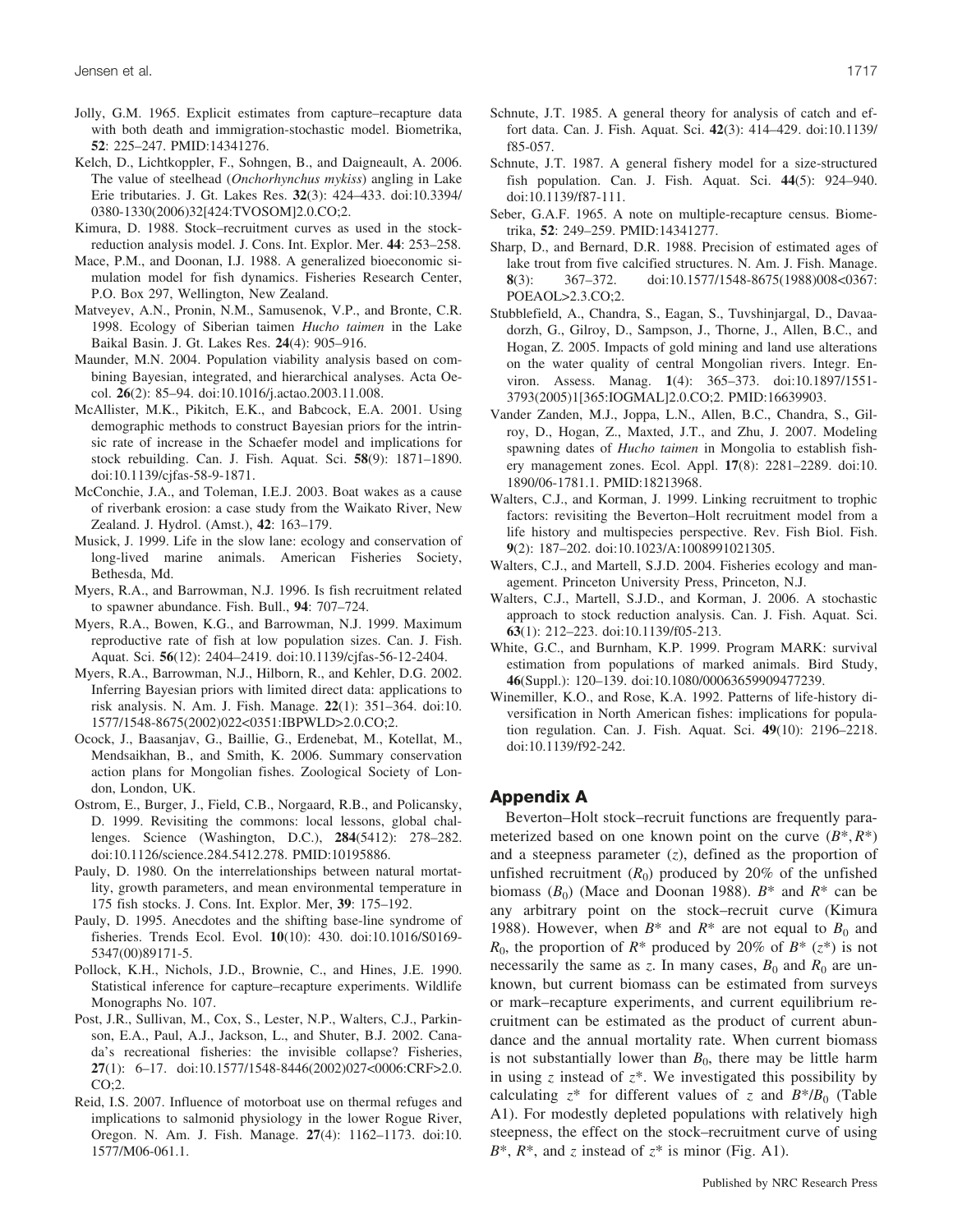Jolly, G.M. 1965. Explicit estimates from capture–recapture data with both death and immigration-stochastic model. Biometrika, **52**: 225–247. PMID:14341276.

Kelch, D., Lichtkoppler, F., Sohngen, B., and Daigneault, A. 2006. The value of steelhead (*Onchorhynchus mykiss*) angling in Lake Erie tributaries. J. Gt. Lakes Res. **32**(3): 424–433. doi:10.3394/0380-1330(2006)32[424:TVOSOM]2.0.CO;2.

Kimura, D. 1988. Stock–recruitment curves as used in the stock-reduction analysis model. J. Cons. Int. Explor. Mer. **44**: 253–258.

Mace, P.M., and Doonan, I.J. 1988. A generalized bioeconomic simulation model for fish dynamics. Fisheries Research Center, P.O. Box 297, Wellington, New Zealand.

Matveyev, A.N., Pronin, N.M., Samusenok, V.P., and Bronte, C.R. 1998. Ecology of Siberian taimen *Hucho taimen* in the Lake Baikal Basin. J. Gt. Lakes Res. **24**(4): 905–916.

Maunder, M.N. 2004. Population viability analysis based on combining Bayesian, integrated, and hierarchical analyses. Acta Oecol. **26**(2): 85–94. doi:10.1016/j.actao.2003.11.008.

McAllister, M.K., Pikitch, E.K., and Babcock, E.A. 2001. Using demographic methods to construct Bayesian priors for the intrinsic rate of increase in the Schaefer model and implications for stock rebuilding. Can. J. Fish. Aquat. Sci. **58**(9): 1871–1890. doi:10.1139/cjfas-58-9-1871.

McConchie, J.A., and Toleman, I.E.J. 2003. Boat wakes as a cause of riverbank erosion: a case study from the Waikato River, New Zealand. J. Hydrol. (Amst.), **42**: 163–179.

Musick, J. 1999. Life in the slow lane: ecology and conservation of long-lived marine animals. American Fisheries Society, Bethesda, Md.

Myers, R.A., and Barrowman, N.J. 1996. Is fish recruitment related to spawner abundance. Fish. Bull., **94**: 707–724.

Myers, R.A., Bowen, K.G., and Barrowman, N.J. 1999. Maximum reproductive rate of fish at low population sizes. Can. J. Fish. Aquat. Sci. **56**(12): 2404–2419. doi:10.1139/cjfas-56-12-2404.

Myers, R.A., Barrowman, N.J., Hilborn, R., and Kehler, D.G. 2002. Inferring Bayesian priors with limited direct data: applications to risk analysis. N. Am. J. Fish. Manage. **22**(1): 351–364. doi:10.1577/1548-8675(2002)022<0351:IBPWLD>2.0.CO;2.

Ocock, J., Baasanjav, G., Baillie, G., Erdenebat, M., Kotellat, M., Mendsaikhan, B., and Smith, K. 2006. Summary conservation action plans for Mongolian fishes. Zoological Society of London, London, UK.

Ostrom, E., Burger, J., Field, C.B., Norgaard, R.B., and Policansky, D. 1999. Revisiting the commons: local lessons, global challenges. Science (Washington, D.C.), **284**(5412): 278–282. doi:10.1126/science.284.5412.278. PMID:10195886.

Pauly, D. 1980. On the interrelationships between natural mortatlity, growth parameters, and mean environmental temperature in 175 fish stocks. J. Cons. Int. Explor. Mer, **39**: 175–192.

Pauly, D. 1995. Anecdotes and the shifting base-line syndrome of fisheries. Trends Ecol. Evol. **10**(10): 430. doi:10.1016/S0169-5347(00)89171-5.

Pollock, K.H., Nichols, J.D., Brownie, C., and Hines, J.E. 1990. Statistical inference for capture–recapture experiments. Wildlife Monographs No. 107.

Post, J.R., Sullivan, M., Cox, S., Lester, N.P., Walters, C.J., Parkinson, E.A., Paul, A.J., Jackson, L., and Shuter, B.J. 2002. Canada's recreational fisheries: the invisible collapse? Fisheries, **27**(1): 6–17. doi:10.1577/1548-8446(2002)027<0006:CRF>2.0.CO;2.

Reid, I.S. 2007. Influence of motorboat use on thermal refuges and implications to salmonid physiology in the lower Rogue River, Oregon. N. Am. J. Fish. Manage. **27**(4): 1162–1173. doi:10.1577/M06-061.1.

Schnute, J.T. 1985. A general theory for analysis of catch and effort data. Can. J. Fish. Aquat. Sci. **42**(3): 414–429. doi:10.1139/f85-057.

Schnute, J.T. 1987. A general fishery model for a size-structured fish population. Can. J. Fish. Aquat. Sci. **44**(5): 924–940. doi:10.1139/f87-111.

Seber, G.A.F. 1965. A note on multiple-recapture census. Biometrika, **52**: 249–259. PMID:14341277.

Sharp, D., and Bernard, D.R. 1988. Precision of estimated ages of lake trout from five calcified structures. N. Am. J. Fish. Manage. **8**(3): 367–372. doi:10.1577/1548-8675(1988)008<0367:POEAOL>2.3.CO;2.

Stubblefield, A., Chandra, S., Eagan, S., Tuvshinjargal, D., Davaadorzh, G., Gilroy, D., Sampson, J., Thorne, J., Allen, B.C., and Hogan, Z. 2005. Impacts of gold mining and land use alterations on the water quality of central Mongolian rivers. Integr. Environ. Assess. Manag. **1**(4): 365–373. doi:10.1897/1551-3793(2005)1[365:IOGMAL]2.0.CO;2. PMID:16639903.

Vander Zanden, M.J., Joppa, L.N., Allen, B.C., Chandra, S., Gilroy, D., Hogan, Z., Maxted, J.T., and Zhu, J. 2007. Modeling spawning dates of *Hucho taimen* in Mongolia to establish fishery management zones. Ecol. Appl. **17**(8): 2281–2289. doi:10.1890/06-1781.1. PMID:18213968.

Walters, C.J., and Korman, J. 1999. Linking recruitment to trophic factors: revisiting the Beverton–Holt recruitment model from a life history and multispecies perspective. Rev. Fish Biol. Fish. **9**(2): 187–202. doi:10.1023/A:1008991021305.

Walters, C.J., and Martell, S.J.D. 2004. Fisheries ecology and management. Princeton University Press, Princeton, N.J.

Walters, C.J., Martell, S.J.D., and Korman, J. 2006. A stochastic approach to stock reduction analysis. Can. J. Fish. Aquat. Sci. **63**(1): 212–223. doi:10.1139/f05-213.

White, G.C., and Burnham, K.P. 1999. Program MARK: survival estimation from populations of marked animals. Bird Study, **46**(Suppl.): 120–139. doi:10.1080/00063659909477239.

Winemiller, K.O., and Rose, K.A. 1992. Patterns of life-history diversification in North American fishes: implications for population regulation. Can. J. Fish. Aquat. Sci. **49**(10): 2196–2218. doi:10.1139/f92-242.

## Appendix A

Beverton–Holt stock–recruit functions are frequently parameterized based on one known point on the curve ($B^*, R^*$) and a steepness parameter ($z$), defined as the proportion of unfished recruitment ($R_0$) produced by 20% of the unfished biomass ($B_0$) (Mace and Doonan 1988). $B^*$ and $R^*$ can be any arbitrary point on the stock–recruit curve (Kimura 1988). However, when $B^*$ and $R^*$ are not equal to $B_0$ and $R_0$, the proportion of $R^*$ produced by 20% of $B^*$ ($z^*$) is not necessarily the same as $z$. In many cases, $B_0$ and $R_0$ are unknown, but current biomass can be estimated from surveys or mark–recapture experiments, and current equilibrium recruitment can be estimated as the product of current abundance and the annual mortality rate. When current biomass is not substantially lower than $B_0$, there may be little harm in using $z$ instead of $z^*$. We investigated this possibility by calculating $z^*$ for different values of $z$ and $B^*/B_0$ (Table A1). For modestly depleted populations with relatively high steepness, the effect on the stock–recruitment curve of using $B^*$, $R^*$, and $z$ instead of $z^*$ is minor (Fig. A1).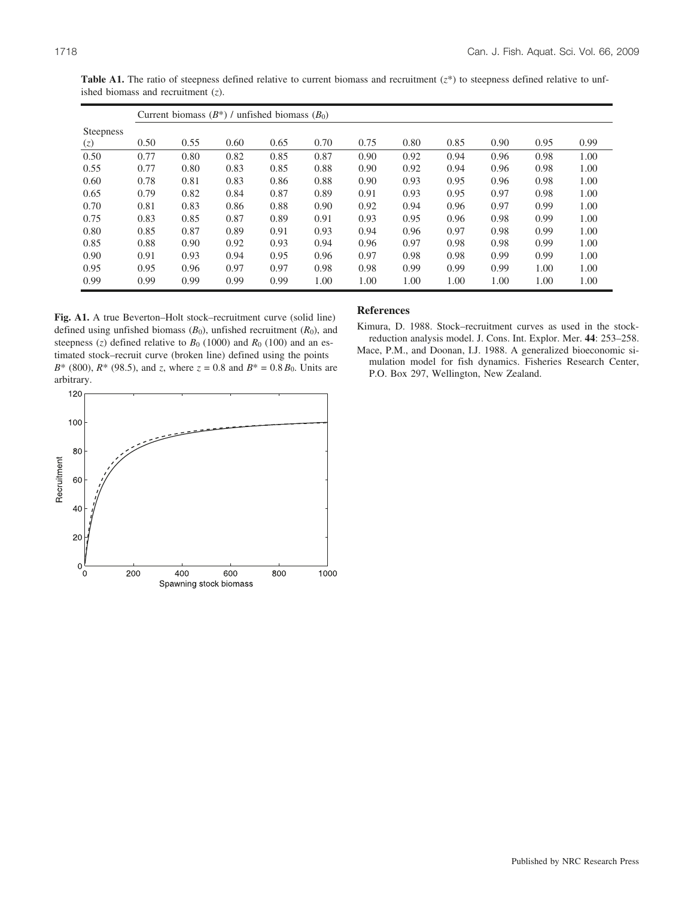**Table A1.** The ratio of steepness defined relative to current biomass and recruitment ($z^*$) to steepness defined relative to unfished biomass and recruitment ($z$).

| Steepness ($z$) | Current biomass ($B^*$) / unfished biomass ($B_0$) | | | | | | | | | | |
|---|---|---|---|---|---|---|---|---|---|---|---|
| | 0.50 | 0.55 | 0.60 | 0.65 | 0.70 | 0.75 | 0.80 | 0.85 | 0.90 | 0.95 | 0.99 |
| 0.50 | 0.77 | 0.80 | 0.82 | 0.85 | 0.87 | 0.90 | 0.92 | 0.94 | 0.96 | 0.98 | 1.00 |
| 0.55 | 0.77 | 0.80 | 0.83 | 0.85 | 0.88 | 0.90 | 0.92 | 0.94 | 0.96 | 0.98 | 1.00 |
| 0.60 | 0.78 | 0.81 | 0.83 | 0.86 | 0.88 | 0.90 | 0.93 | 0.95 | 0.96 | 0.98 | 1.00 |
| 0.65 | 0.79 | 0.82 | 0.84 | 0.87 | 0.89 | 0.91 | 0.93 | 0.95 | 0.97 | 0.98 | 1.00 |
| 0.70 | 0.81 | 0.83 | 0.86 | 0.88 | 0.90 | 0.92 | 0.94 | 0.96 | 0.97 | 0.99 | 1.00 |
| 0.75 | 0.83 | 0.85 | 0.87 | 0.89 | 0.91 | 0.93 | 0.95 | 0.96 | 0.98 | 0.99 | 1.00 |
| 0.80 | 0.85 | 0.87 | 0.89 | 0.91 | 0.93 | 0.94 | 0.96 | 0.97 | 0.98 | 0.99 | 1.00 |
| 0.85 | 0.88 | 0.90 | 0.92 | 0.93 | 0.94 | 0.96 | 0.97 | 0.98 | 0.98 | 0.99 | 1.00 |
| 0.90 | 0.91 | 0.93 | 0.94 | 0.95 | 0.96 | 0.97 | 0.98 | 0.98 | 0.99 | 0.99 | 1.00 |
| 0.95 | 0.95 | 0.96 | 0.97 | 0.97 | 0.98 | 0.98 | 0.99 | 0.99 | 0.99 | 1.00 | 1.00 |
| 0.99 | 0.99 | 0.99 | 0.99 | 0.99 | 1.00 | 1.00 | 1.00 | 1.00 | 1.00 | 1.00 | 1.00 |

**Fig. A1.** A true Beverton–Holt stock–recruitment curve (solid line) defined using unfished biomass ($B_0$), unfished recruitment ($R_0$), and steepness ($z$) defined relative to $B_0$ (1000) and $R_0$ (100) and an estimated stock–recruit curve (broken line) defined using the points $B^*$ (800), $R^*$ (98.5), and $z$, where $z = 0.8$ and $B^* = 0.8\,B_0$. Units are arbitrary.

Recruitment
120
100
80
60
40
20
0
0
200
400
600
800
1000
Spawning stock biomass

## References

Kimura, D. 1988. Stock–recruitment curves as used in the stock-reduction analysis model. J. Cons. Int. Explor. Mer. **44**: 253–258.

Mace, P.M., and Doonan, I.J. 1988. A generalized bioeconomic simulation model for fish dynamics. Fisheries Research Center, P.O. Box 297, Wellington, New Zealand.